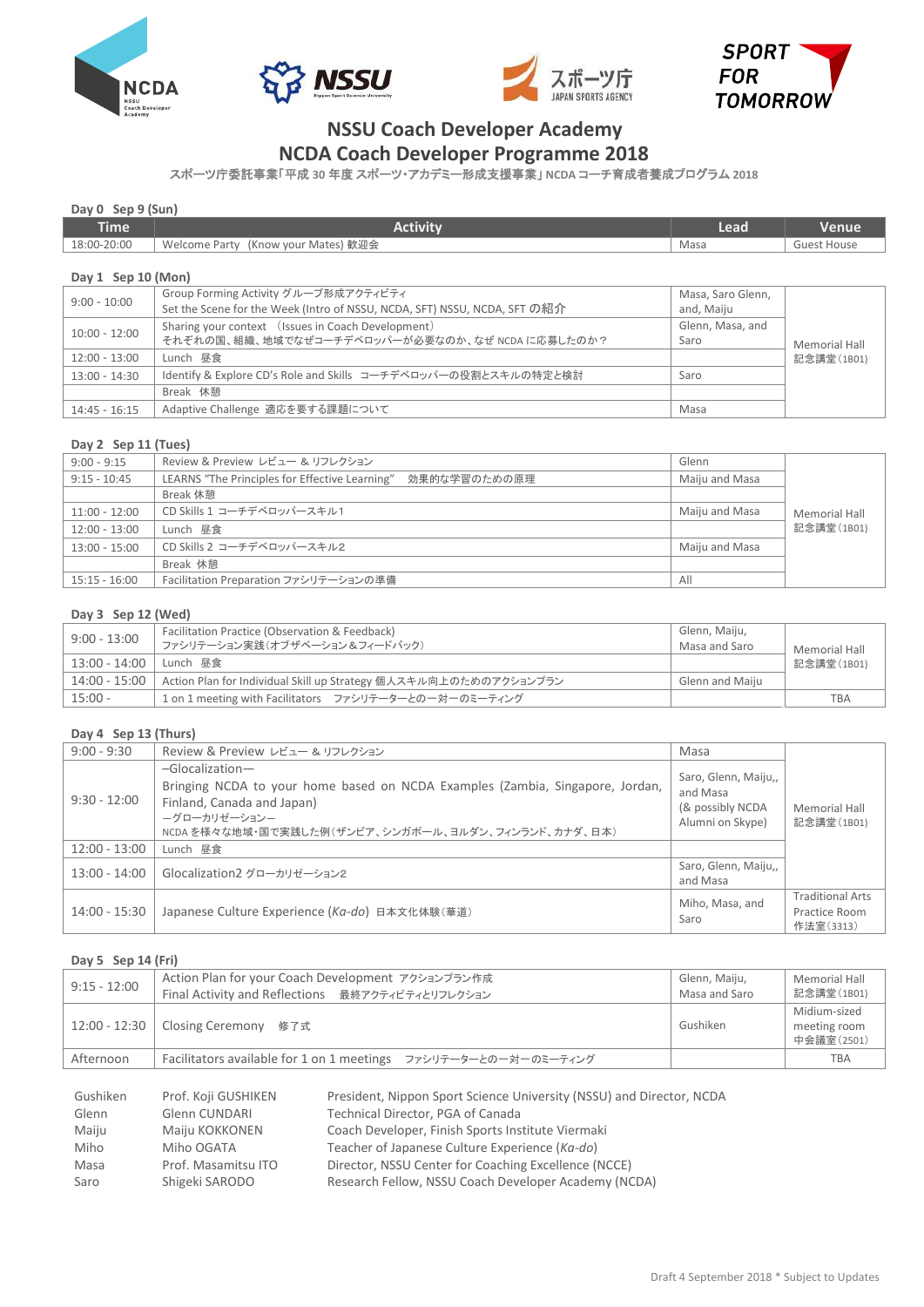# NSSU Coach Developer Academy
# NCDA Coach Developer Programme 2018

スポーツ庁委託事業「平成 30 年度 スポーツ・アカデミー形成支援事業」NCDA コーチ育成者養成プログラム 2018

**Day 0 Sep 9 (Sun)**

| Time | Activity | Lead | Venue |
|---|---|---|---|
| 18:00-20:00 | Welcome Party (Know your Mates) 歓迎会 | Masa | Guest House |

**Day 1 Sep 10 (Mon)**

| Time | Activity | Lead | Venue |
|---|---|---|---|
| 9:00 - 10:00 | Group Forming Activity グループ形成アクティビティ<br>Set the Scene for the Week (Intro of NSSU, NCDA, SFT) NSSU, NCDA, SFT の紹介 | Masa, Saro Glenn, and, Maiju | Memorial Hall 記念講堂（1B01） |
| 10:00 - 12:00 | Sharing your context （Issues in Coach Development）<br>それぞれの国、組織、地域でなぜコーチデベロッパーが必要なのか、なぜ NCDA に応募したのか？ | Glenn, Masa, and Saro | |
| 12:00 - 13:00 | Lunch 昼食 | | |
| 13:00 - 14:30 | Identify & Explore CD's Role and Skills コーチデベロッパーの役割とスキルの特定と検討 | Saro | |
| | Break 休憩 | | |
| 14:45 - 16:15 | Adaptive Challenge 適応を要する課題について | Masa | |

**Day 2 Sep 11 (Tues)**

| Time | Activity | Lead | Venue |
|---|---|---|---|
| 9:00 - 9:15 | Review & Preview レビュー & リフレクション | Glenn | Memorial Hall 記念講堂（1B01） |
| 9:15 - 10:45 | LEARNS "The Principles for Effective Learning" 効果的な学習のための原理 | Maiju and Masa | |
| | Break 休憩 | | |
| 11:00 - 12:00 | CD Skills 1 コーチデベロッパースキル1 | Maiju and Masa | |
| 12:00 - 13:00 | Lunch 昼食 | | |
| 13:00 - 15:00 | CD Skills 2 コーチデベロッパースキル2 | Maiju and Masa | |
| | Break 休憩 | | |
| 15:15 - 16:00 | Facilitation Preparation ファシリテーションの準備 | All | |

**Day 3 Sep 12 (Wed)**

| Time | Activity | Lead | Venue |
|---|---|---|---|
| 9:00 - 13:00 | Facilitation Practice (Observation & Feedback)<br>ファシリテーション実践（オブザベーション＆フィードバック） | Glenn, Maiju, Masa and Saro | Memorial Hall 記念講堂（1B01） |
| 13:00 - 14:00 | Lunch 昼食 | | |
| 14:00 - 15:00 | Action Plan for Individual Skill up Strategy 個人スキル向上のためのアクションプラン | Glenn and Maiju | |
| 15:00 - | 1 on 1 meeting with Facilitators ファシリテーターとの一対一のミーティング | | TBA |

**Day 4 Sep 13 (Thurs)**

| Time | Activity | Lead | Venue |
|---|---|---|---|
| 9:00 - 9:30 | Review & Preview レビュー & リフレクション | Masa | Memorial Hall 記念講堂（1B01） |
| 9:30 - 12:00 | –Glocalization–<br>Bringing NCDA to your home based on NCDA Examples (Zambia, Singapore, Jordan, Finland, Canada and Japan)<br>–グローカリゼーション–<br>NCDA を様々な地域・国で実践した例（ザンビア、シンガポール、ヨルダン、フィンランド、カナダ、日本） | Saro, Glenn, Maiju,, and Masa (& possibly NCDA Alumni on Skype) | |
| 12:00 - 13:00 | Lunch 昼食 | | |
| 13:00 - 14:00 | Glocalization2 グローカリゼーション2 | Saro, Glenn, Maiju,, and Masa | |
| 14:00 - 15:30 | Japanese Culture Experience (*Ka-do*) 日本文化体験（華道） | Miho, Masa, and Saro | Traditional Arts Practice Room 作法室（3313） |

**Day 5 Sep 14 (Fri)**

| Time | Activity | Lead | Venue |
|---|---|---|---|
| 9:15 - 12:00 | Action Plan for your Coach Development アクションプラン作成<br>Final Activity and Reflections 最終アクティビティとリフレクション | Glenn, Maiju, Masa and Saro | Memorial Hall 記念講堂（1B01） |
| 12:00 - 12:30 | Closing Ceremony 修了式 | Gushiken | Midium-sized meeting room 中会議室（2501） |
| Afternoon | Facilitators available for 1 on 1 meetings ファシリテーターとの一対一のミーティング | | TBA |

| | | |
|---|---|---|
| Gushiken | Prof. Koji GUSHIKEN | President, Nippon Sport Science University (NSSU) and Director, NCDA |
| Glenn | Glenn CUNDARI | Technical Director, PGA of Canada |
| Maiju | Maiju KOKKONEN | Coach Developer, Finish Sports Institute Viermaki |
| Miho | Miho OGATA | Teacher of Japanese Culture Experience (*Ka-do*) |
| Masa | Prof. Masamitsu ITO | Director, NSSU Center for Coaching Excellence (NCCE) |
| Saro | Shigeki SARODO | Research Fellow, NSSU Coach Developer Academy (NCDA) |

Draft 4 September 2018 * Subject to Updates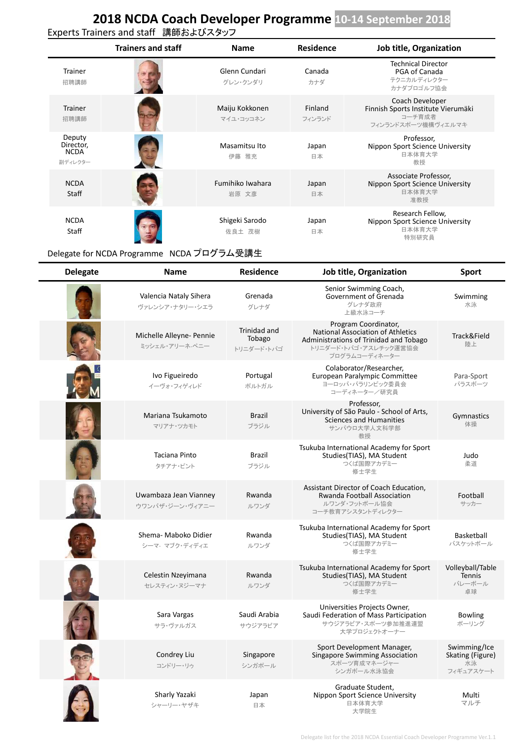# 2018 NCDA Coach Developer Programme 10-14 September 2018

Experts Trainers and staff　講師およびスタッフ

| Trainers and staff | | Name | Residence | Job title, Organization |
|---|---|---|---|---|
| Trainer<br>招聘講師 | | Glenn Cundari<br>グレン・クンダリ | Canada<br>カナダ | Technical Director<br>PGA of Canada<br>テクニカルディレクター<br>カナダプロゴルフ協会 |
| Trainer<br>招聘講師 | | Maiju Kokkonen<br>マイユ・コッコネン | Finland<br>フィンランド | Coach Developer<br>Finnish Sports Institute Vierumäki<br>コーチ育成者<br>フィンランドスポーツ機構ヴィエルマキ |
| Deputy Director, NCDA<br>副ディレクター | | Masamitsu Ito<br>伊藤　雅充 | Japan<br>日本 | Professor,<br>Nippon Sport Science University<br>日本体育大学<br>教授 |
| NCDA Staff | | Fumihiko Iwahara<br>岩原　文彦 | Japan<br>日本 | Associate Professor,<br>Nippon Sport Science University<br>日本体育大学<br>准教授 |
| NCDA Staff | | Shigeki Sarodo<br>佐良土　茂樹 | Japan<br>日本 | Research Fellow,<br>Nippon Sport Science University<br>日本体育大学<br>特別研究員 |

Delegate for NCDA Programme　NCDA プログラム受講生

| Delegate | Name | Residence | Job title, Organization | Sport |
|---|---|---|---|---|
| | Valencia Nataly Sihera<br>ヴァレンシア・ナタリー・シエラ | Grenada<br>グレナダ | Senior Swimming Coach,<br>Government of Grenada<br>グレナダ政府<br>上級水泳コーチ | Swimming<br>水泳 |
| | Michelle Alleyne- Pennie<br>ミッシェル・アリーネ-ペニー | Trinidad and Tobago<br>トリニダード・トバゴ | Program Coordinator,<br>National Association of Athletics Administrations of Trinidad and Tobago<br>トリニダード・トバゴ・アスレチック運営協会<br>プログラムコーディネーター | Track&Field<br>陸上 |
| | Ivo Figueiredo<br>イーヴォ・フィゲィレド | Portugal<br>ポルトガル | Colaborator/Researcher,<br>European Paralympic Committee<br>ヨーロッパ・パラリンピック委員会<br>コーディネーター／研究員 | Para-Sport<br>パラスポーツ |
| | Mariana Tsukamoto<br>マリアナ・ツカモト | Brazil<br>ブラジル | Professor,<br>University of São Paulo - School of Arts, Sciences and Humanities<br>サンパウロ大学人文科学部<br>教授 | Gymnastics<br>体操 |
| | Taciana Pinto<br>タチアナ・ピント | Brazil<br>ブラジル | Tsukuba International Academy for Sport Studies(TIAS), MA Student<br>つくば国際アカデミー<br>修士学生 | Judo<br>柔道 |
| | Uwambaza Jean Vianney<br>ウワンバザ・ジーン・ヴィアニー | Rwanda<br>ルワンダ | Assistant Director of Coach Education,<br>Rwanda Football Association<br>ルワンダ・フットボール協会<br>コーチ教育アシスタントディレクター | Football<br>サッカー |
| | Shema- Maboko Didier<br>シーマ- マブク・ディディエ | Rwanda<br>ルワンダ | Tsukuba International Academy for Sport Studies(TIAS), MA Student<br>つくば国際アカデミー<br>修士学生 | Basketball<br>バスケットボール |
| | Celestin Nzeyimana<br>セレスティン・ヌジーマナ | Rwanda<br>ルワンダ | Tsukuba International Academy for Sport Studies(TIAS), MA Student<br>つくば国際アカデミー<br>修士学生 | Volleyball/Table Tennis<br>バレーボール<br>卓球 |
| | Sara Vargas<br>サラ・ヴァルガス | Saudi Arabia<br>サウジアラビア | Universities Projects Owner,<br>Saudi Federation of Mass Participation<br>サウジアラビア・スポーツ参加推進連盟<br>大学プロジェクトオーナー | Bowling<br>ボーリング |
| | Condrey Liu<br>コンドリー・リウ | Singapore<br>シンガポール | Sport Development Manager,<br>Singapore Swimming Association<br>スポーツ育成マネージャー<br>シンガポール水泳協会 | Swimming/Ice Skating (Figure)<br>水泳<br>フィギュアスケート |
| | Sharly Yazaki<br>シャーリー・ヤザキ | Japan<br>日本 | Graduate Student,<br>Nippon Sport Science University<br>日本体育大学<br>大学院生 | Multi<br>マルチ |

Delegate list for the 2018 NCDA Essential Coach Developer Programme Ver.1.1